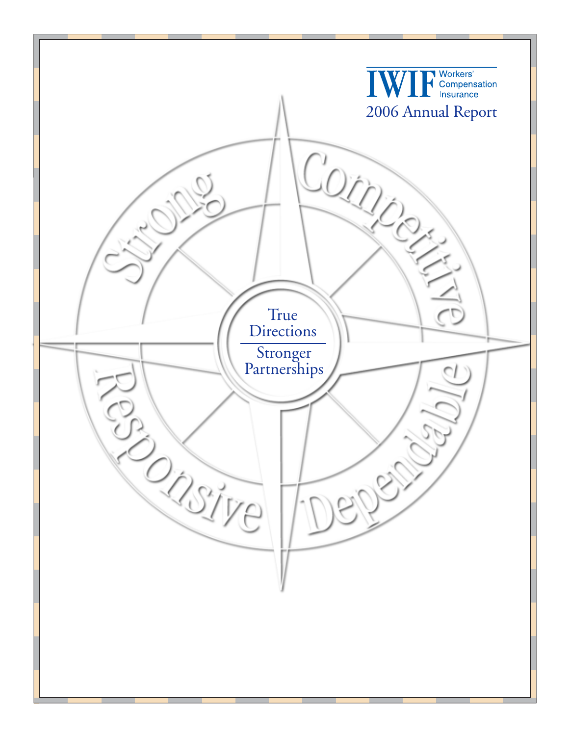IWIF Workers' Compensation Insurance

# 2006 Annual Report

Strong

Competitive

Responsive

Dependable

True Directions

Stronger Partnerships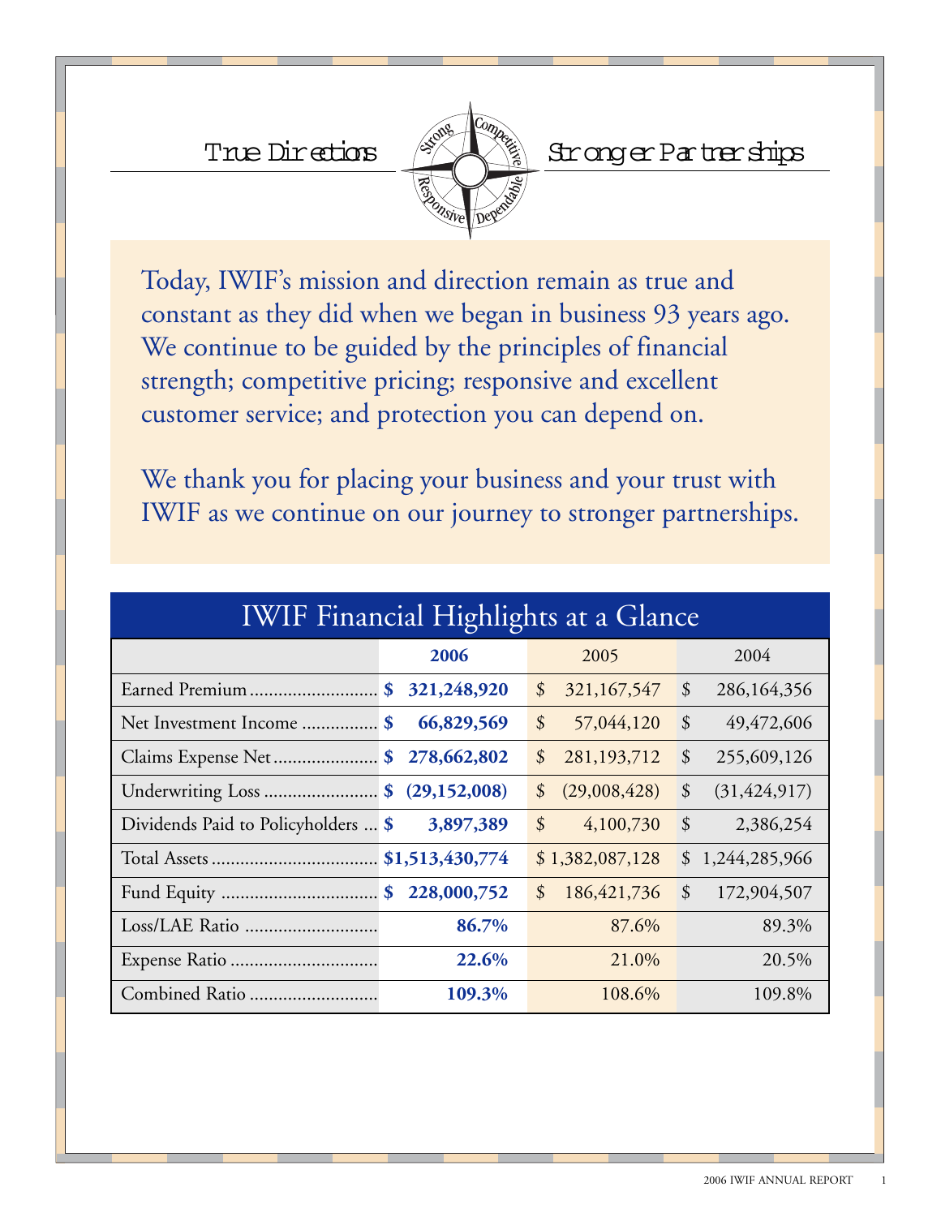True Directions — Stronger Partnerships

Today, IWIF's mission and direction remain as true and constant as they did when we began in business 93 years ago. We continue to be guided by the principles of financial strength; competitive pricing; responsive and excellent customer service; and protection you can depend on.

We thank you for placing your business and your trust with IWIF as we continue on our journey to stronger partnerships.

## IWIF Financial Highlights at a Glance

| | **2006** | 2005 | 2004 |
|---|---|---|---|
| Earned Premium | **$ 321,248,920** | $ 321,167,547 | $ 286,164,356 |
| Net Investment Income | **$ 66,829,569** | $ 57,044,120 | $ 49,472,606 |
| Claims Expense Net | **$ 278,662,802** | $ 281,193,712 | $ 255,609,126 |
| Underwriting Loss | **$ (29,152,008)** | $ (29,008,428) | $ (31,424,917) |
| Dividends Paid to Policyholders | **$ 3,897,389** | $ 4,100,730 | $ 2,386,254 |
| Total Assets | **$1,513,430,774** | $ 1,382,087,128 | $ 1,244,285,966 |
| Fund Equity | **$ 228,000,752** | $ 186,421,736 | $ 172,904,507 |
| Loss/LAE Ratio | **86.7%** | 87.6% | 89.3% |
| Expense Ratio | **22.6%** | 21.0% | 20.5% |
| Combined Ratio | **109.3%** | 108.6% | 109.8% |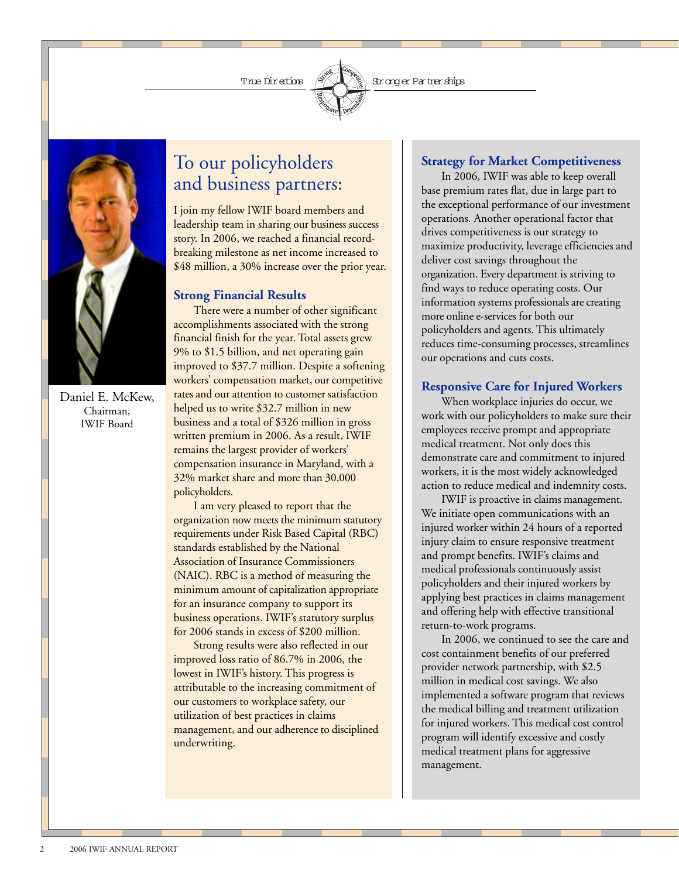True Directions — Stronger Partnerships

Daniel E. McKew,
Chairman,
IWIF Board

# To our policyholders and business partners:

I join my fellow IWIF board members and leadership team in sharing our business success story. In 2006, we reached a financial record-breaking milestone as net income increased to $48 million, a 30% increase over the prior year.

## Strong Financial Results

There were a number of other significant accomplishments associated with the strong financial finish for the year. Total assets grew 9% to $1.5 billion, and net operating gain improved to $37.7 million. Despite a softening workers' compensation market, our competitive rates and our attention to customer satisfaction helped us to write $32.7 million in new business and a total of $326 million in gross written premium in 2006. As a result, IWIF remains the largest provider of workers' compensation insurance in Maryland, with a 32% market share and more than 30,000 policyholders.

I am very pleased to report that the organization now meets the minimum statutory requirements under Risk Based Capital (RBC) standards established by the National Association of Insurance Commissioners (NAIC). RBC is a method of measuring the minimum amount of capitalization appropriate for an insurance company to support its business operations. IWIF's statutory surplus for 2006 stands in excess of $200 million.

Strong results were also reflected in our improved loss ratio of 86.7% in 2006, the lowest in IWIF's history. This progress is attributable to the increasing commitment of our customers to workplace safety, our utilization of best practices in claims management, and our adherence to disciplined underwriting.

## Strategy for Market Competitiveness

In 2006, IWIF was able to keep overall base premium rates flat, due in large part to the exceptional performance of our investment operations. Another operational factor that drives competitiveness is our strategy to maximize productivity, leverage efficiencies and deliver cost savings throughout the organization. Every department is striving to find ways to reduce operating costs. Our information systems professionals are creating more online e-services for both our policyholders and agents. This ultimately reduces time-consuming processes, streamlines our operations and cuts costs.

## Responsive Care for Injured Workers

When workplace injuries do occur, we work with our policyholders to make sure their employees receive prompt and appropriate medical treatment. Not only does this demonstrate care and commitment to injured workers, it is the most widely acknowledged action to reduce medical and indemnity costs.

IWIF is proactive in claims management. We initiate open communications with an injured worker within 24 hours of a reported injury claim to ensure responsive treatment and prompt benefits. IWIF's claims and medical professionals continuously assist policyholders and their injured workers by applying best practices in claims management and offering help with effective transitional return-to-work programs.

In 2006, we continued to see the care and cost containment benefits of our preferred provider network partnership, with $2.5 million in medical cost savings. We also implemented a software program that reviews the medical billing and treatment utilization for injured workers. This medical cost control program will identify excessive and costly medical treatment plans for aggressive management.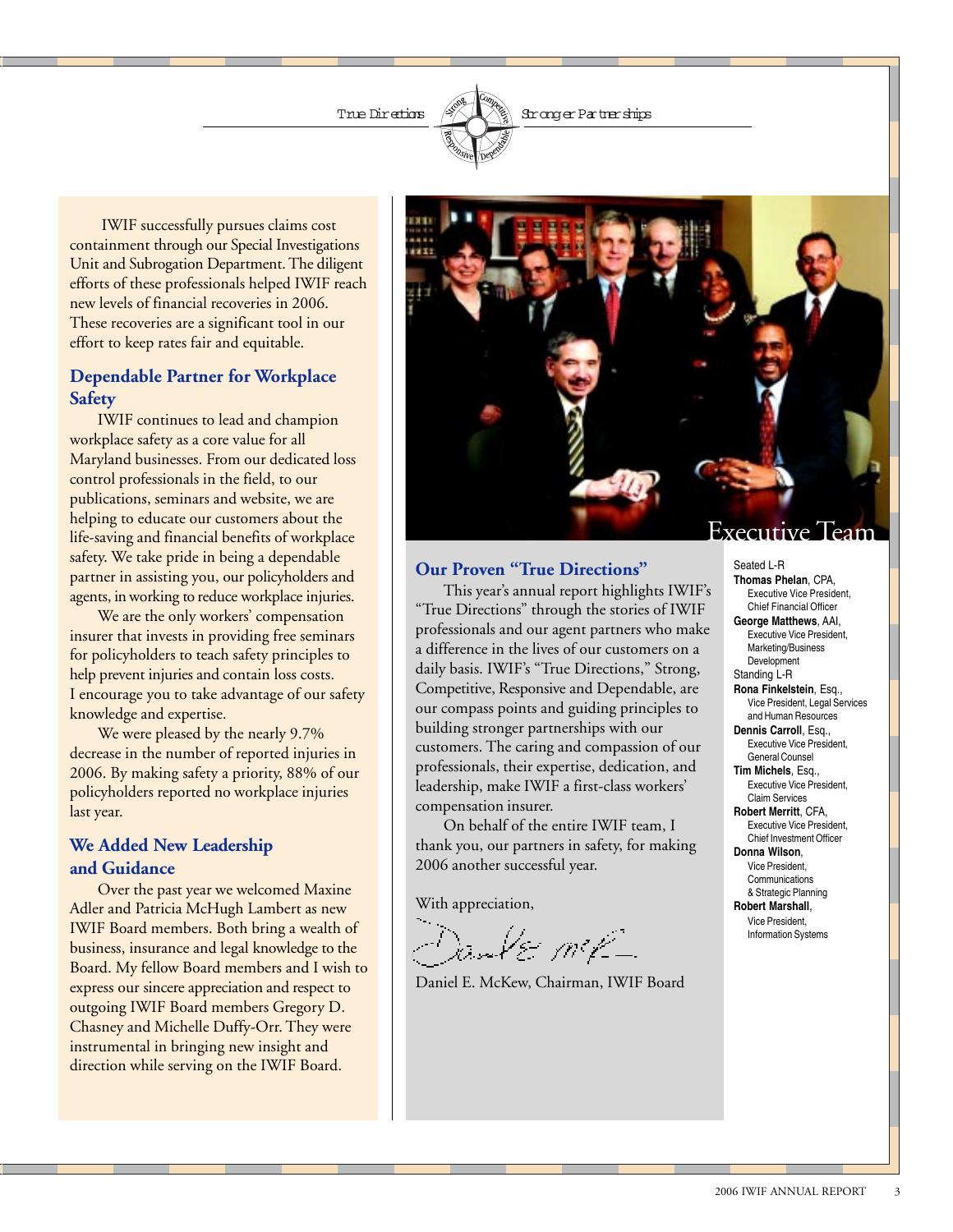True Directions — Stronger Partnerships

IWIF successfully pursues claims cost containment through our Special Investigations Unit and Subrogation Department. The diligent efforts of these professionals helped IWIF reach new levels of financial recoveries in 2006. These recoveries are a significant tool in our effort to keep rates fair and equitable.

## Dependable Partner for Workplace Safety

IWIF continues to lead and champion workplace safety as a core value for all Maryland businesses. From our dedicated loss control professionals in the field, to our publications, seminars and website, we are helping to educate our customers about the life-saving and financial benefits of workplace safety. We take pride in being a dependable partner in assisting you, our policyholders and agents, in working to reduce workplace injuries.

We are the only workers' compensation insurer that invests in providing free seminars for policyholders to teach safety principles to help prevent injuries and contain loss costs. I encourage you to take advantage of our safety knowledge and expertise.

We were pleased by the nearly 9.7% decrease in the number of reported injuries in 2006. By making safety a priority, 88% of our policyholders reported no workplace injuries last year.

## We Added New Leadership and Guidance

Over the past year we welcomed Maxine Adler and Patricia McHugh Lambert as new IWIF Board members. Both bring a wealth of business, insurance and legal knowledge to the Board. My fellow Board members and I wish to express our sincere appreciation and respect to outgoing IWIF Board members Gregory D. Chasney and Michelle Duffy-Orr. They were instrumental in bringing new insight and direction while serving on the IWIF Board.

## Our Proven "True Directions"

This year's annual report highlights IWIF's "True Directions" through the stories of IWIF professionals and our agent partners who make a difference in the lives of our customers on a daily basis. IWIF's "True Directions," Strong, Competitive, Responsive and Dependable, are our compass points and guiding principles to building stronger partnerships with our customers. The caring and compassion of our professionals, their expertise, dedication, and leadership, make IWIF a first-class workers' compensation insurer.

On behalf of the entire IWIF team, I thank you, our partners in safety, for making 2006 another successful year.

With appreciation,

Daniel E. McKew, Chairman, IWIF Board

## Executive Team

Seated L-R

**Thomas Phelan**, CPA, Executive Vice President, Chief Financial Officer

**George Matthews**, AAI, Executive Vice President, Marketing/Business Development

Standing L-R

**Rona Finkelstein**, Esq., Vice President, Legal Services

**Dennis Carroll**, Esq., Executive Vice President, General Counsel

**Tim Michels**, Esq., Executive Vice President, Claim Services

**Robert Merritt**, CFA, Executive Vice President, Chief Investment Officer

**Donna Wilson**, Vice President, Communications & Strategic Planning

**Robert Marshall**, Vice President, Information Systems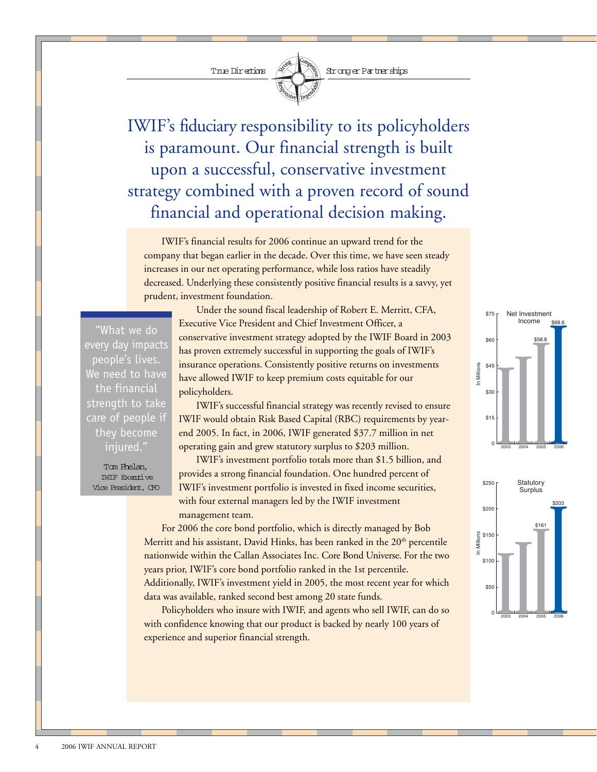True Directions — Strong · Competitive · Responsive · Dependable — Stronger Partnerships

# IWIF's fiduciary responsibility to its policyholders is paramount. Our financial strength is built upon a successful, conservative investment strategy combined with a proven record of sound financial and operational decision making.

IWIF's financial results for 2006 continue an upward trend for the company that began earlier in the decade. Over this time, we have seen steady increases in our net operating performance, while loss ratios have steadily decreased. Underlying these consistently positive financial results is a savvy, yet prudent, investment foundation.

> "What we do every day impacts people's lives. We need to have the financial strength to take care of people if they become injured."
>
> Tom Phelan, IWIF Executive Vice President, CFO

Under the sound fiscal leadership of Robert E. Merritt, CFA, Executive Vice President and Chief Investment Officer, a conservative investment strategy adopted by the IWIF Board in 2003 has proven extremely successful in supporting the goals of IWIF's insurance operations. Consistently positive returns on investments have allowed IWIF to keep premium costs equitable for our policyholders.

IWIF's successful financial strategy was recently revised to ensure IWIF would obtain Risk Based Capital (RBC) requirements by year-end 2005. In fact, in 2006, IWIF generated $37.7 million in net operating gain and grew statutory surplus to $203 million.

IWIF's investment portfolio totals more than $1.5 billion, and provides a strong financial foundation. One hundred percent of IWIF's investment portfolio is invested in fixed income securities, with four external managers led by the IWIF investment management team.

For 2006 the core bond portfolio, which is directly managed by Bob Merritt and his assistant, David Hinks, has been ranked in the 20th percentile nationwide within the Callan Associates Inc. Core Bond Universe. For the two years prior, IWIF's core bond portfolio ranked in the 1st percentile. Additionally, IWIF's investment yield in 2005, the most recent year for which data was available, ranked second best among 20 state funds.

Policyholders who insure with IWIF, and agents who sell IWIF, can do so with confidence knowing that our product is backed by nearly 100 years of experience and superior financial strength.

**Net Investment Income** (In Millions)

| Year | Amount |
|---|---|
| 2003 | |
| 2004 | |
| 2005 | $58.8 |
| 2006 | $68.6 |

**Statutory Surplus** (In Millions)

| Year | Amount |
|---|---|
| 2003 | |
| 2004 | |
| 2005 | $161 |
| 2006 | $203 |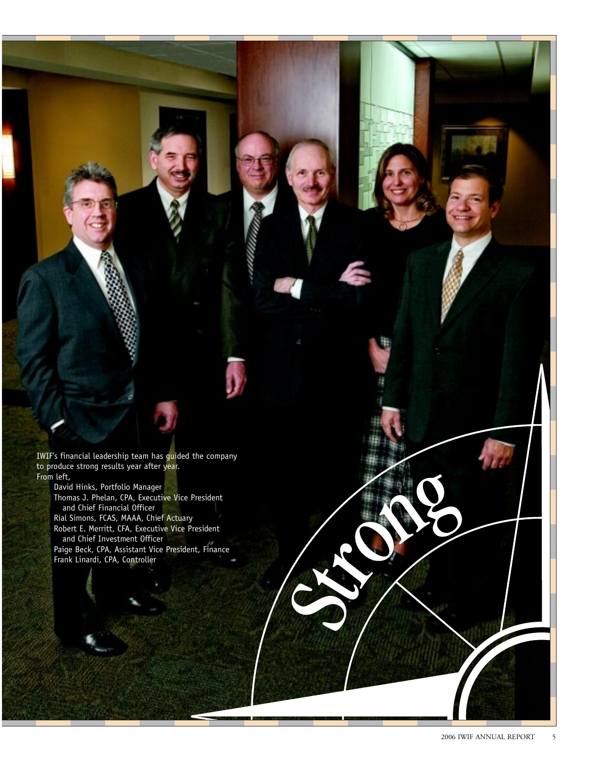IWIF's financial leadership team has guided the company to produce strong results year after year.
From left,

David Hinks, Portfolio Manager
Thomas J. Phelan, CPA, Executive Vice President and Chief Financial Officer
Rial Simons, FCAS, MAAA, Chief Actuary
Robert E. Merritt, CFA, Executive Vice President and Chief Investment Officer
Paige Beck, CPA, Assistant Vice President, Finance
Frank Linardi, CPA, Controller

Strong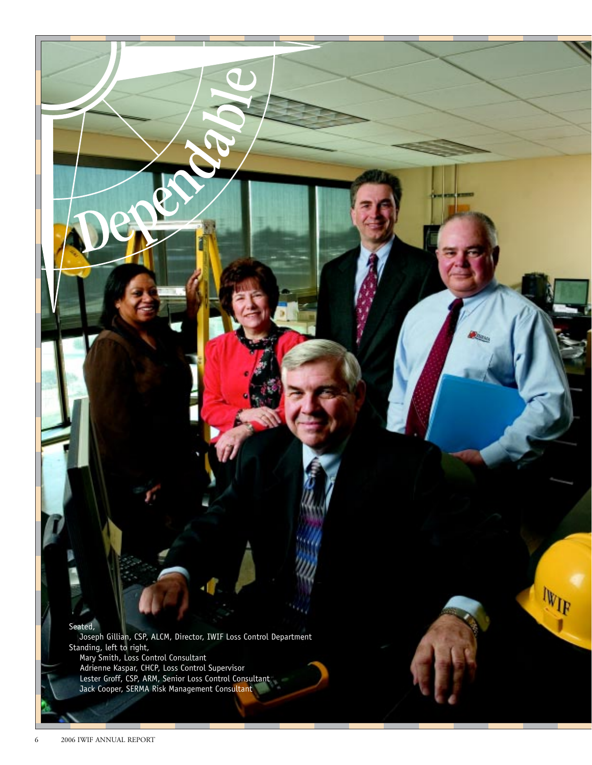# Dependable

Seated,
Joseph Gillian, CSP, ALCM, Director, IWIF Loss Control Department

Standing, left to right,
Mary Smith, Loss Control Consultant
Adrienne Kaspar, CHCP, Loss Control Supervisor
Lester Groff, CSP, ARM, Senior Loss Control Consultant
Jack Cooper, SERMA Risk Management Consultant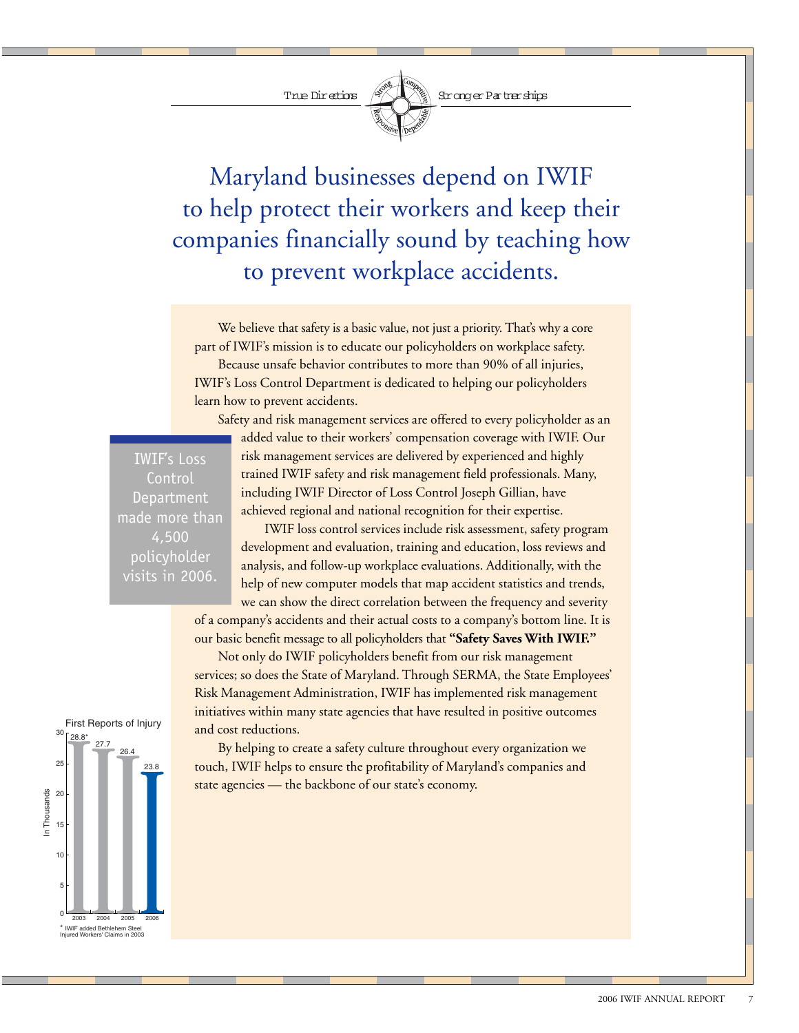True Directions — Stronger Partnerships

# Maryland businesses depend on IWIF to help protect their workers and keep their companies financially sound by teaching how to prevent workplace accidents.

We believe that safety is a basic value, not just a priority. That's why a core part of IWIF's mission is to educate our policyholders on workplace safety.

Because unsafe behavior contributes to more than 90% of all injuries, IWIF's Loss Control Department is dedicated to helping our policyholders learn how to prevent accidents.

Safety and risk management services are offered to every policyholder as an added value to their workers' compensation coverage with IWIF. Our risk management services are delivered by experienced and highly trained IWIF safety and risk management field professionals. Many, including IWIF Director of Loss Control Joseph Gillian, have achieved regional and national recognition for their expertise.

> IWIF's Loss Control Department made more than 4,500 policyholder visits in 2006.

IWIF loss control services include risk assessment, safety program development and evaluation, training and education, loss reviews and analysis, and follow-up workplace evaluations. Additionally, with the help of new computer models that map accident statistics and trends, we can show the direct correlation between the frequency and severity of a company's accidents and their actual costs to a company's bottom line. It is our basic benefit message to all policyholders that **"Safety Saves With IWIF."**

Not only do IWIF policyholders benefit from our risk management services; so does the State of Maryland. Through SERMA, the State Employees' Risk Management Administration, IWIF has implemented risk management initiatives within many state agencies that have resulted in positive outcomes and cost reductions.

By helping to create a safety culture throughout every organization we touch, IWIF helps to ensure the profitability of Maryland's companies and state agencies — the backbone of our state's economy.

**First Reports of Injury** (In Thousands)

| Year | First Reports of Injury |
|---|---|
| 2003 | 28.8* |
| 2004 | 27.7 |
| 2005 | 26.4 |
| 2006 | 23.8 |

\* IWIF added Bethlehem Steel Injured Workers' Claims in 2003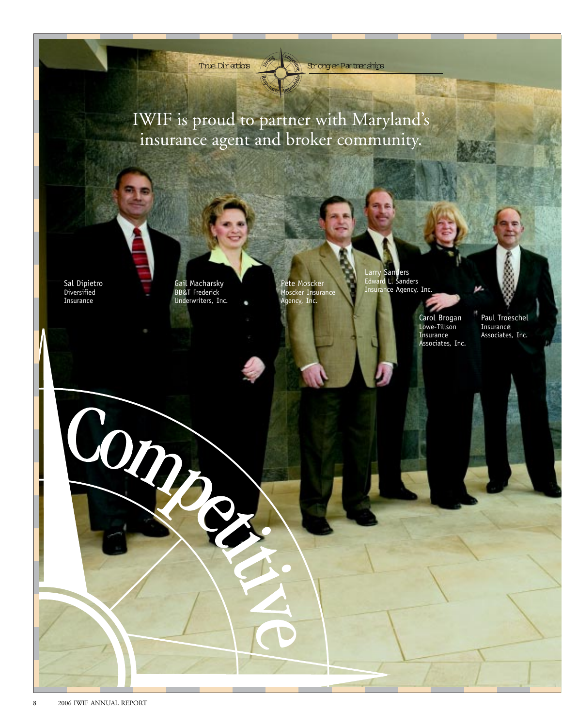True Directions — Stronger Partnerships

# IWIF is proud to partner with Maryland's insurance agent and broker community.

Sal Dipietro
Diversified Insurance

Gail Macharsky
BB&T Frederick Underwriters, Inc.

Pete Moscker
Moscker Insurance Agency, Inc.

Larry Sanders
Edward L. Sanders Insurance Agency, Inc.

Carol Brogan
Lowe-Tillson Insurance Associates, Inc.

Paul Troeschel
Insurance Associates, Inc.

Competitive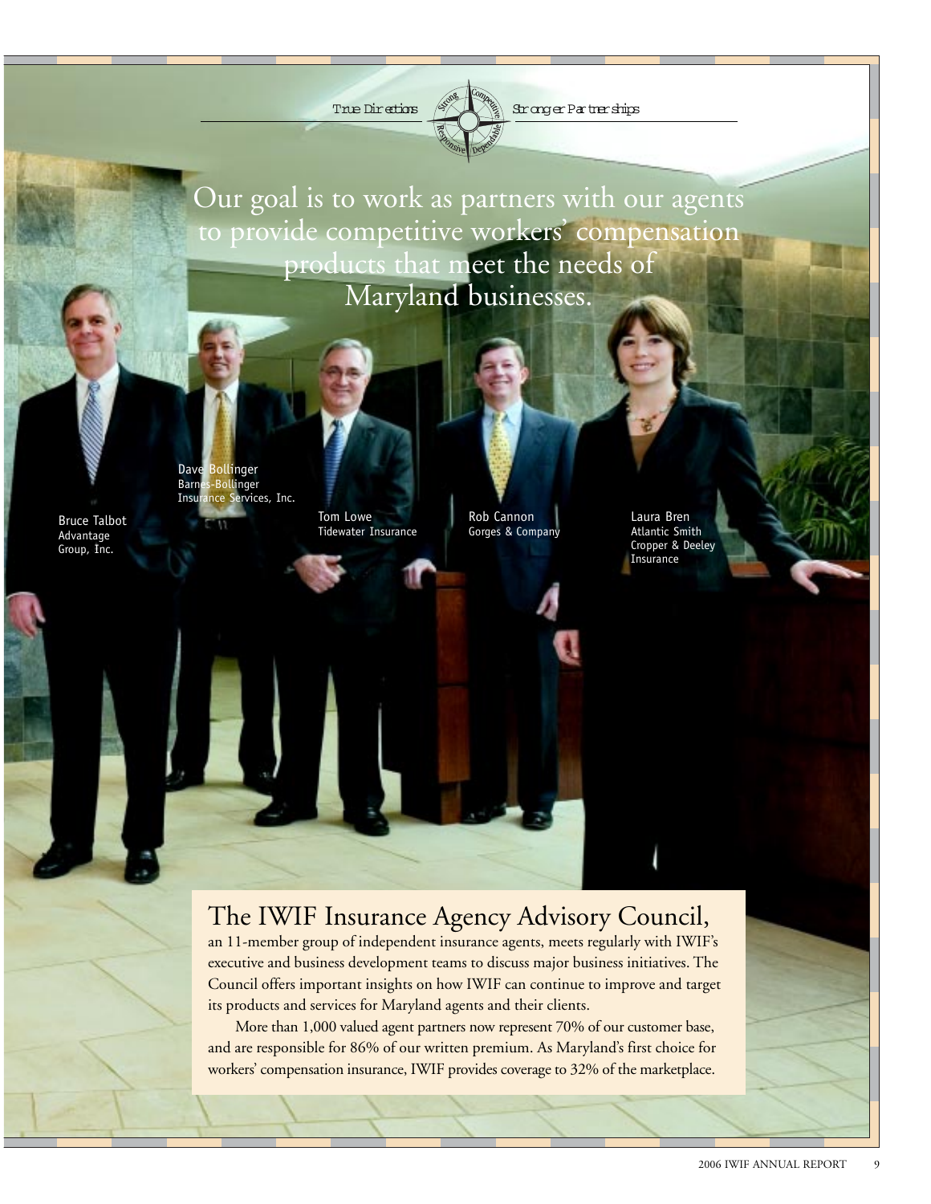True Directions Stronger Partnerships

Our goal is to work as partners with our agents to provide competitive workers' compensation products that meet the needs of Maryland businesses.

Bruce Talbot
Advantage Group, Inc.

Dave Bollinger
Barnes-Bollinger Insurance Services, Inc.

Tom Lowe
Tidewater Insurance

Rob Cannon
Gorges & Company

Laura Bren
Atlantic Smith Cropper & Deeley Insurance

## The IWIF Insurance Agency Advisory Council,

an 11-member group of independent insurance agents, meets regularly with IWIF's executive and business development teams to discuss major business initiatives. The Council offers important insights on how IWIF can continue to improve and target its products and services for Maryland agents and their clients.

More than 1,000 valued agent partners now represent 70% of our customer base, and are responsible for 86% of our written premium. As Maryland's first choice for workers' compensation insurance, IWIF provides coverage to 32% of the marketplace.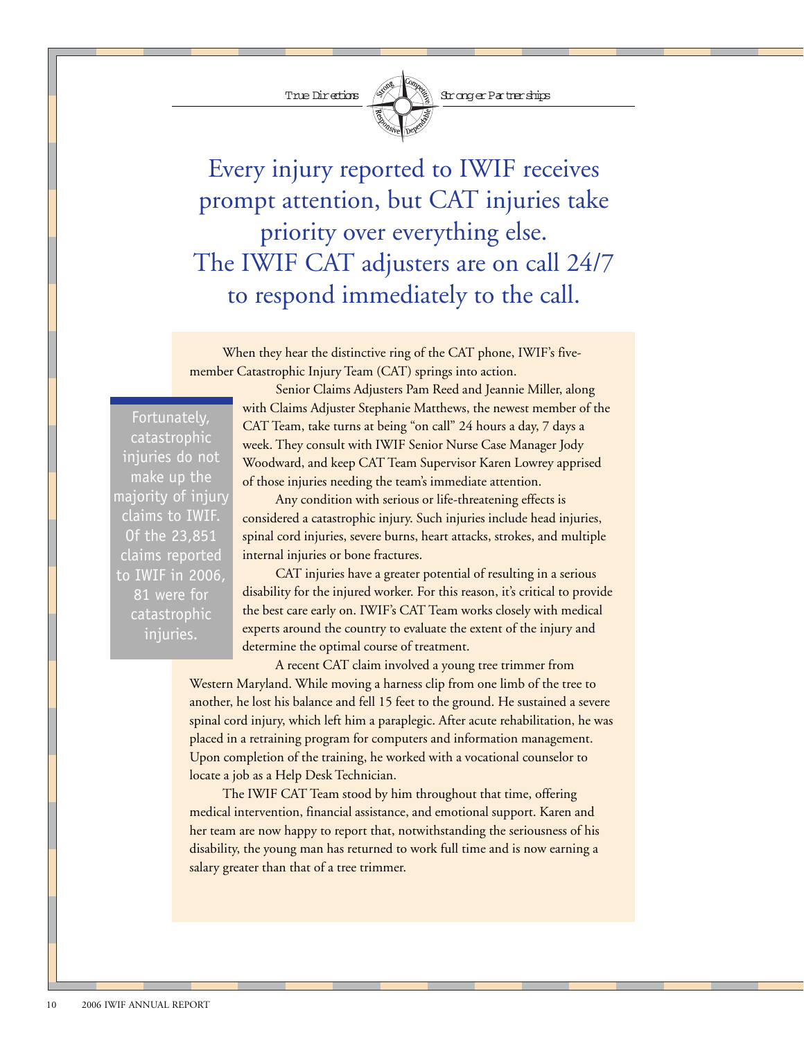True Directions — Stronger Partnerships

# Every injury reported to IWIF receives prompt attention, but CAT injuries take priority over everything else. The IWIF CAT adjusters are on call 24/7 to respond immediately to the call.

When they hear the distinctive ring of the CAT phone, IWIF's five-member Catastrophic Injury Team (CAT) springs into action.

Senior Claims Adjusters Pam Reed and Jeannie Miller, along with Claims Adjuster Stephanie Matthews, the newest member of the CAT Team, take turns at being "on call" 24 hours a day, 7 days a week. They consult with IWIF Senior Nurse Case Manager Jody Woodward, and keep CAT Team Supervisor Karen Lowrey apprised of those injuries needing the team's immediate attention.

> Fortunately, catastrophic injuries do not make up the majority of injury claims to IWIF. Of the 23,851 claims reported to IWIF in 2006, 81 were for catastrophic injuries.

Any condition with serious or life-threatening effects is considered a catastrophic injury. Such injuries include head injuries, spinal cord injuries, severe burns, heart attacks, strokes, and multiple internal injuries or bone fractures.

CAT injuries have a greater potential of resulting in a serious disability for the injured worker. For this reason, it's critical to provide the best care early on. IWIF's CAT Team works closely with medical experts around the country to evaluate the extent of the injury and determine the optimal course of treatment.

A recent CAT claim involved a young tree trimmer from Western Maryland. While moving a harness clip from one limb of the tree to another, he lost his balance and fell 15 feet to the ground. He sustained a severe spinal cord injury, which left him a paraplegic. After acute rehabilitation, he was placed in a retraining program for computers and information management. Upon completion of the training, he worked with a vocational counselor to locate a job as a Help Desk Technician.

The IWIF CAT Team stood by him throughout that time, offering medical intervention, financial assistance, and emotional support. Karen and her team are now happy to report that, notwithstanding the seriousness of his disability, the young man has returned to work full time and is now earning a salary greater than that of a tree trimmer.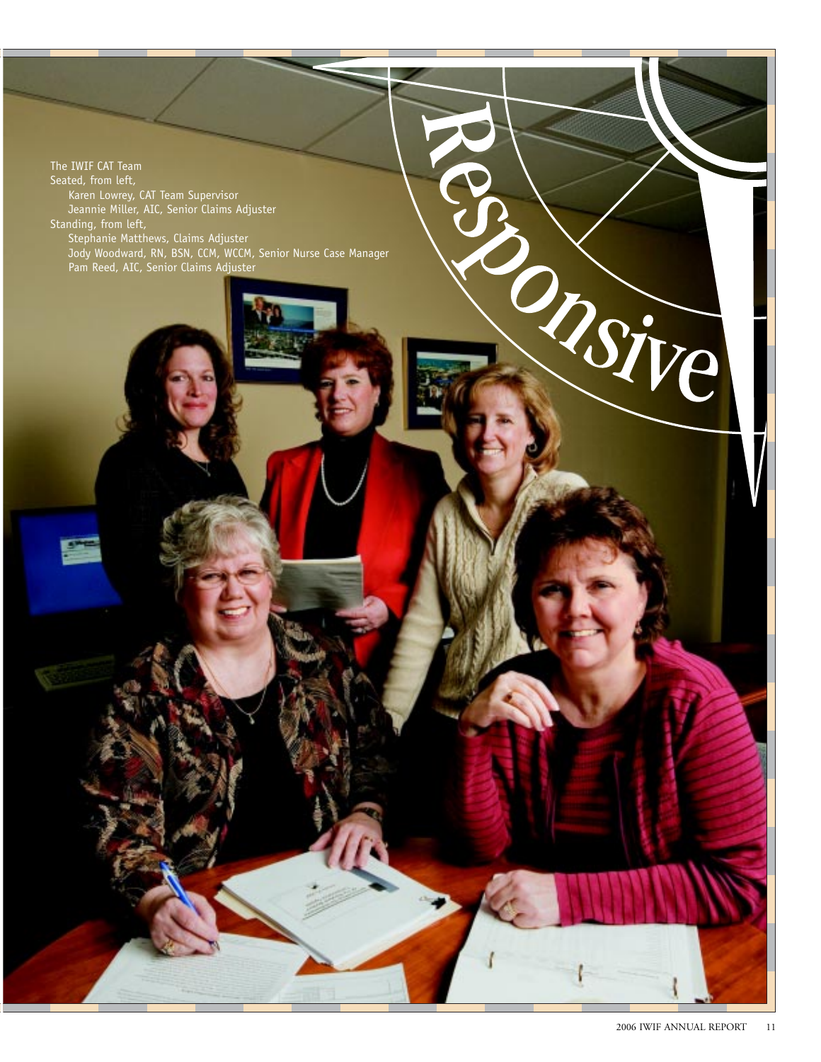# Responsive

The IWIF CAT Team
Seated, from left,
Karen Lowrey, CAT Team Supervisor
Jeannie Miller, AIC, Senior Claims Adjuster
Standing, from left,
Stephanie Matthews, Claims Adjuster
Jody Woodward, RN, BSN, CCM, WCCM, Senior Nurse Case Manager
Pam Reed, AIC, Senior Claims Adjuster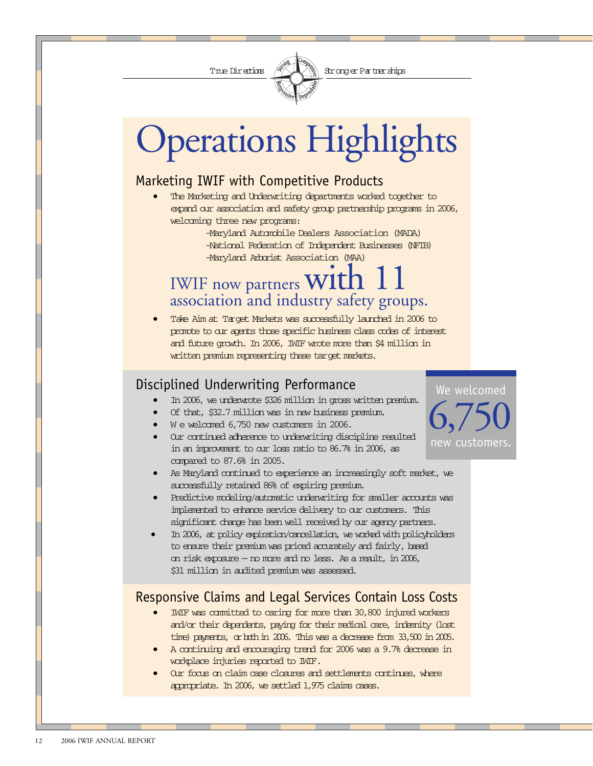True Directions | Stronger Partnerships

# Operations Highlights

## Marketing IWIF with Competitive Products

- The Marketing and Underwriting departments worked together to expand our association and safety group partnership programs in 2006, welcoming three new programs:
  - -Maryland Automobile Dealers Association (MADA)
  - -National Federation of Independent Businesses (NFIB)
  - -Maryland Arborist Association (MAA)

IWIF now partners **with 11** association and industry safety groups.

- Take Aim at Target Markets was successfully launched in 2006 to promote to our agents those specific business class codes of interest and future growth. In 2006, IWIF wrote more than $4 million in written premium representing these target markets.

## Disciplined Underwriting Performance

We welcomed **6,750** new customers.

- In 2006, we underwrote $326 million in gross written premium.
- Of that, $32.7 million was in new business premium.
- We welcomed 6,750 new customers in 2006.
- Our continued adherence to underwriting discipline resulted in an improvement to our loss ratio to 86.7% in 2006, as compared to 87.6% in 2005.
- As Maryland continued to experience an increasingly soft market, we successfully retained 86% of expiring premium.
- Predictive modeling/automatic underwriting for smaller accounts was implemented to enhance service delivery to our customers. This significant change has been well received by our agency partners.
- In 2006, at policy expiration/cancellation, we worked with policyholders to ensure their premium was priced accurately and fairly, based on risk exposure – no more and no less. As a result, in 2006, $31 million in audited premium was assessed.

## Responsive Claims and Legal Services Contain Loss Costs

- IWIF was committed to caring for more than 30,800 injured workers and/or their dependents, paying for their medical care, indemnity (lost time) payments, or both in 2006. This was a decrease from 33,500 in 2005.
- A continuing and encouraging trend for 2006 was a 9.7% decrease in workplace injuries reported to IWIF.
- Our focus on claim case closures and settlements continues, where appropriate. In 2006, we settled 1,975 claims cases.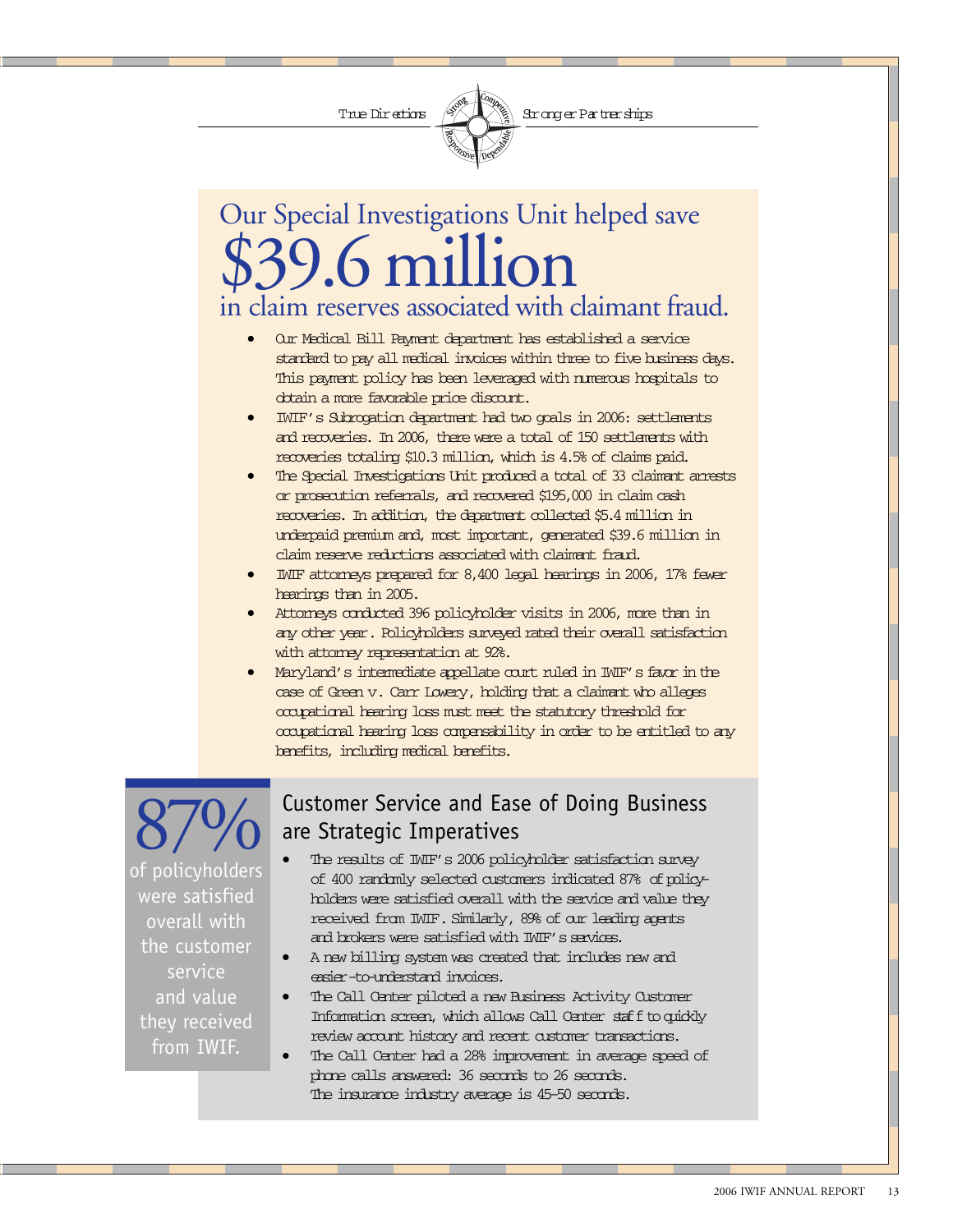True Directions — Stronger Partnerships

## Our Special Investigations Unit helped save $39.6 million in claim reserves associated with claimant fraud.

- Our Medical Bill Payment department has established a service standard to pay all medical invoices within three to five business days. This payment policy has been leveraged with numerous hospitals to obtain a more favorable price discount.
- IWIF's Subrogation department had two goals in 2006: settlements and recoveries. In 2006, there were a total of 150 settlements with recoveries totaling $10.3 million, which is 4.5% of claims paid.
- The Special Investigations Unit produced a total of 33 claimant arrests or prosecution referrals, and recovered $195,000 in claim cash recoveries. In addition, the department collected $5.4 million in underpaid premium and, most important, generated $39.6 million in claim reserve reductions associated with claimant fraud.
- IWIF attorneys prepared for 8,400 legal hearings in 2006, 17% fewer hearings than in 2005.
- Attorneys conducted 396 policyholder visits in 2006, more than in any other year. Policyholders surveyed rated their overall satisfaction with attorney representation at 92%.
- Maryland's intermediate appellate court ruled in IWIF's favor in the case of Green v. Carr Lowery, holding that a claimant who alleges occupational hearing loss must meet the statutory threshold for occupational hearing loss compensability in order to be entitled to any benefits, including medical benefits.

**87%** of policyholders were satisfied overall with the customer service and value they received from IWIF.

## Customer Service and Ease of Doing Business are Strategic Imperatives

- The results of IWIF's 2006 policyholder satisfaction survey of 400 randomly selected customers indicated 87% of policyholders were satisfied overall with the service and value they received from IWIF. Similarly, 89% of our leading agents and brokers were satisfied with IWIF's services.
- A new billing system was created that includes new and easier-to-understand invoices.
- The Call Center piloted a new Business Activity Customer Information screen, which allows Call Center staff to quickly review account history and recent customer transactions.
- The Call Center had a 28% improvement in average speed of phone calls answered: 36 seconds to 26 seconds. The insurance industry average is 45-50 seconds.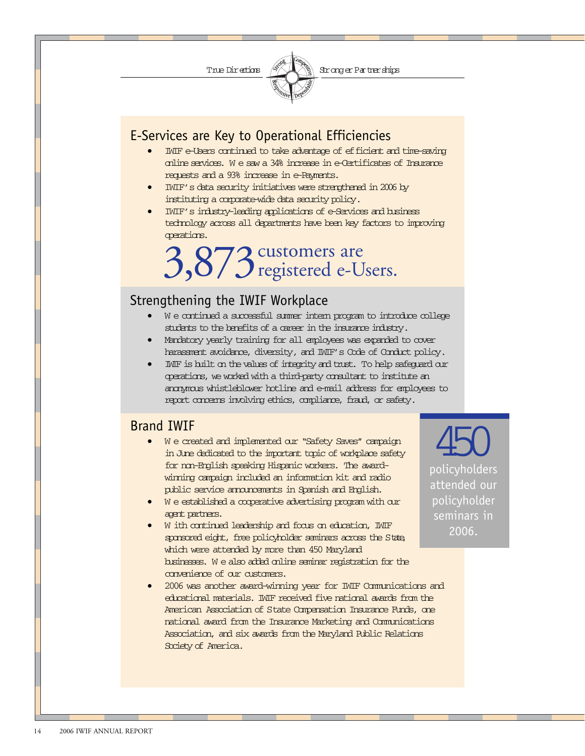## E-Services are Key to Operational Efficiencies

- IWIF e-Users continued to take advantage of efficient and time-saving online services. We saw a 34% increase in e-Certificates of Insurance requests and a 93% increase in e-Payments.
- IWIF's data security initiatives were strengthened in 2006 by instituting a corporate-wide data security policy.
- IWIF's industry-leading applications of e-Services and business technology across all departments have been key factors to improving operations.

**3,873** customers are registered e-Users.

## Strengthening the IWIF Workplace

- We continued a successful summer intern program to introduce college students to the benefits of a career in the insurance industry.
- Mandatory yearly training for all employees was expanded to cover harassment avoidance, diversity, and IWIF's Code of Conduct policy.
- IWIF is built on the values of integrity and trust. To help safeguard our operations, we worked with a third-party consultant to institute an anonymous whistleblower hotline and e-mail address for employees to report concerns involving ethics, compliance, fraud, or safety.

## Brand IWIF

- We created and implemented our "Safety Saves" campaign in June dedicated to the important topic of workplace safety for non-English speaking Hispanic workers. The award-winning campaign included an information kit and radio public service announcements in Spanish and English.
- We established a cooperative advertising program with our agent partners.
- With continued leadership and focus on education, IWIF sponsored eight, free policyholder seminars across the State, which were attended by more than 450 Maryland businesses. We also added online seminar registration for the convenience of our customers.
- 2006 was another award-winning year for IWIF Communications and educational materials. IWIF received five national awards from the American Association of State Compensation Insurance Funds, one national award from the Insurance Marketing and Communications Association, and six awards from the Maryland Public Relations Society of America.

**450** policyholders attended our policyholder seminars in 2006.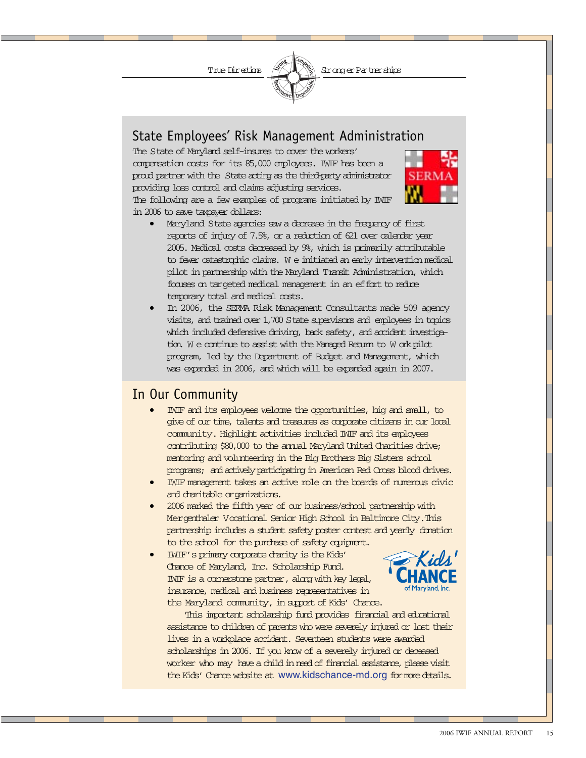## State Employees' Risk Management Administration

The State of Maryland self-insures to cover the workers' compensation costs for its 85,000 employees. IWIF has been a proud partner with the State acting as the third-party administrator providing loss control and claims adjusting services. The following are a few examples of programs initiated by IWIF in 2006 to save taxpayer dollars:

- Maryland State agencies saw a decrease in the frequency of first reports of injury of 7.5%, or a reduction of 621 over calendar year 2005. Medical costs decreased by 9%, which is primarily attributable to fewer catastrophic claims. We initiated an early intervention medical pilot in partnership with the Maryland Transit Administration, which focuses on targeted medical management in an effort to reduce temporary total and medical costs.
- In 2006, the SERMA Risk Management Consultants made 509 agency visits, and trained over 1,700 State supervisors and employees in topics which included defensive driving, back safety, and accident investigation. We continue to assist with the Managed Return to Work pilot program, led by the Department of Budget and Management, which was expanded in 2006, and which will be expanded again in 2007.

## In Our Community

- IWIF and its employees welcome the opportunities, big and small, to give of our time, talents and treasures as corporate citizens in our local community. Highlight activities included IWIF and its employees contributing $80,000 to the annual Maryland United Charities drive; mentoring and volunteering in the Big Brothers Big Sisters school programs; and actively participating in American Red Cross blood drives.
- IWIF management takes an active role on the boards of numerous civic and charitable organizations.
- 2006 marked the fifth year of our business/school partnership with Mergenthaler Vocational Senior High School in Baltimore City. This partnership includes a student safety poster contest and yearly donation to the school for the purchase of safety equipment.
- IWIF's primary corporate charity is the Kids' Chance of Maryland, Inc. Scholarship Fund. IWIF is a cornerstone partner, along with key legal, insurance, medical and business representatives in the Maryland community, in support of Kids' Chance.

  This important scholarship fund provides financial and educational assistance to children of parents who were severely injured or lost their lives in a workplace accident. Seventeen students were awarded scholarships in 2006. If you know of a severely injured or deceased worker who may have a child in need of financial assistance, please visit the Kids' Chance website at www.kidschance-md.org for more details.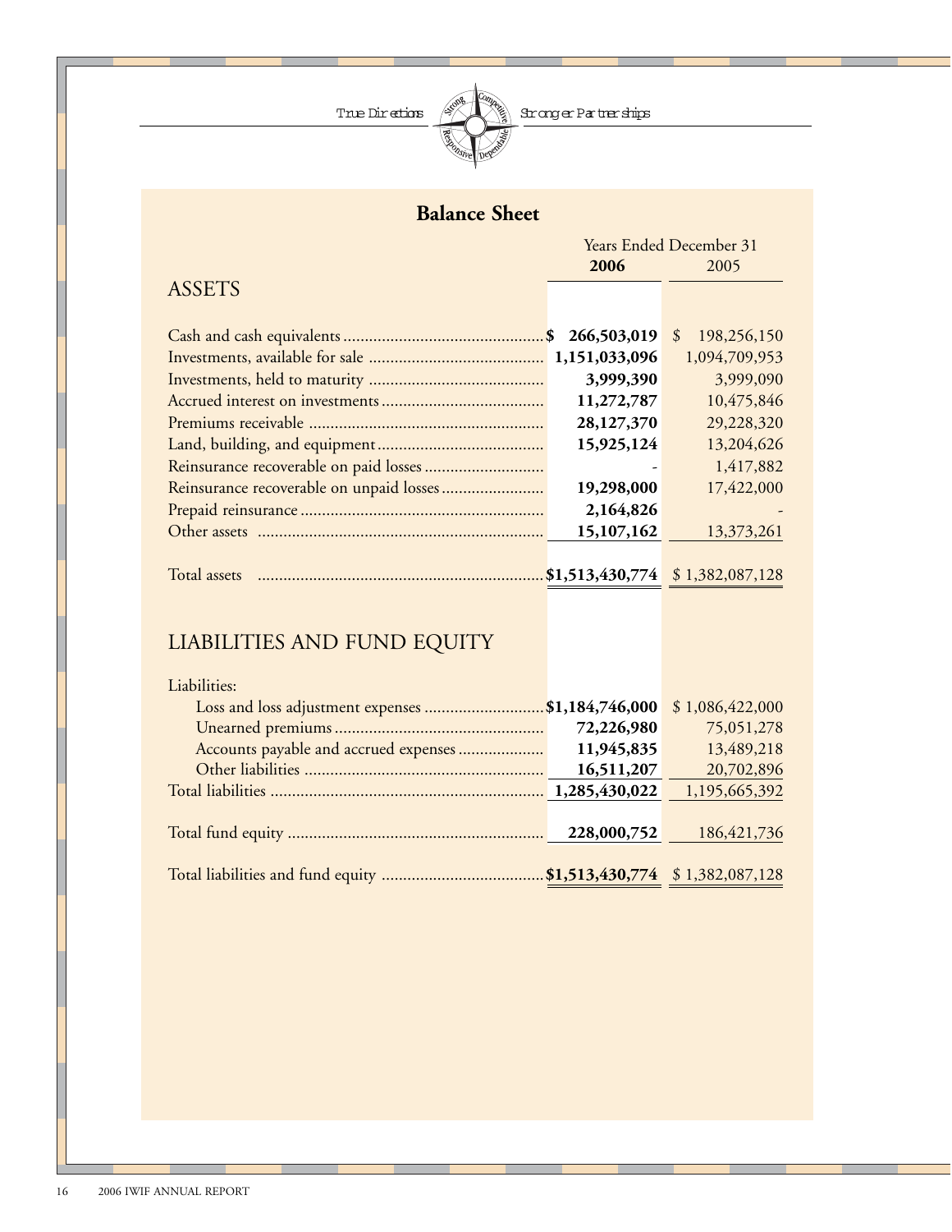## Balance Sheet

| | Years Ended December 31 | |
|---|---|---|
| | **2006** | 2005 |
| **ASSETS** | | |
| Cash and cash equivalents | **$ 266,503,019** | $ 198,256,150 |
| Investments, available for sale | **1,151,033,096** | 1,094,709,953 |
| Investments, held to maturity | **3,999,390** | 3,999,090 |
| Accrued interest on investments | **11,272,787** | 10,475,846 |
| Premiums receivable | **28,127,370** | 29,228,320 |
| Land, building, and equipment | **15,925,124** | 13,204,626 |
| Reinsurance recoverable on paid losses | **-** | 1,417,882 |
| Reinsurance recoverable on unpaid losses | **19,298,000** | 17,422,000 |
| Prepaid reinsurance | **2,164,826** | - |
| Other assets | **15,107,162** | 13,373,261 |
| Total assets | **$1,513,430,774** | $ 1,382,087,128 |
| **LIABILITIES AND FUND EQUITY** | | |
| Liabilities: | | |
| Loss and loss adjustment expenses | **$1,184,746,000** | $ 1,086,422,000 |
| Unearned premiums | **72,226,980** | 75,051,278 |
| Accounts payable and accrued expenses | **11,945,835** | 13,489,218 |
| Other liabilities | **16,511,207** | 20,702,896 |
| Total liabilities | **1,285,430,022** | 1,195,665,392 |
| Total fund equity | **228,000,752** | 186,421,736 |
| Total liabilities and fund equity | **$1,513,430,774** | $ 1,382,087,128 |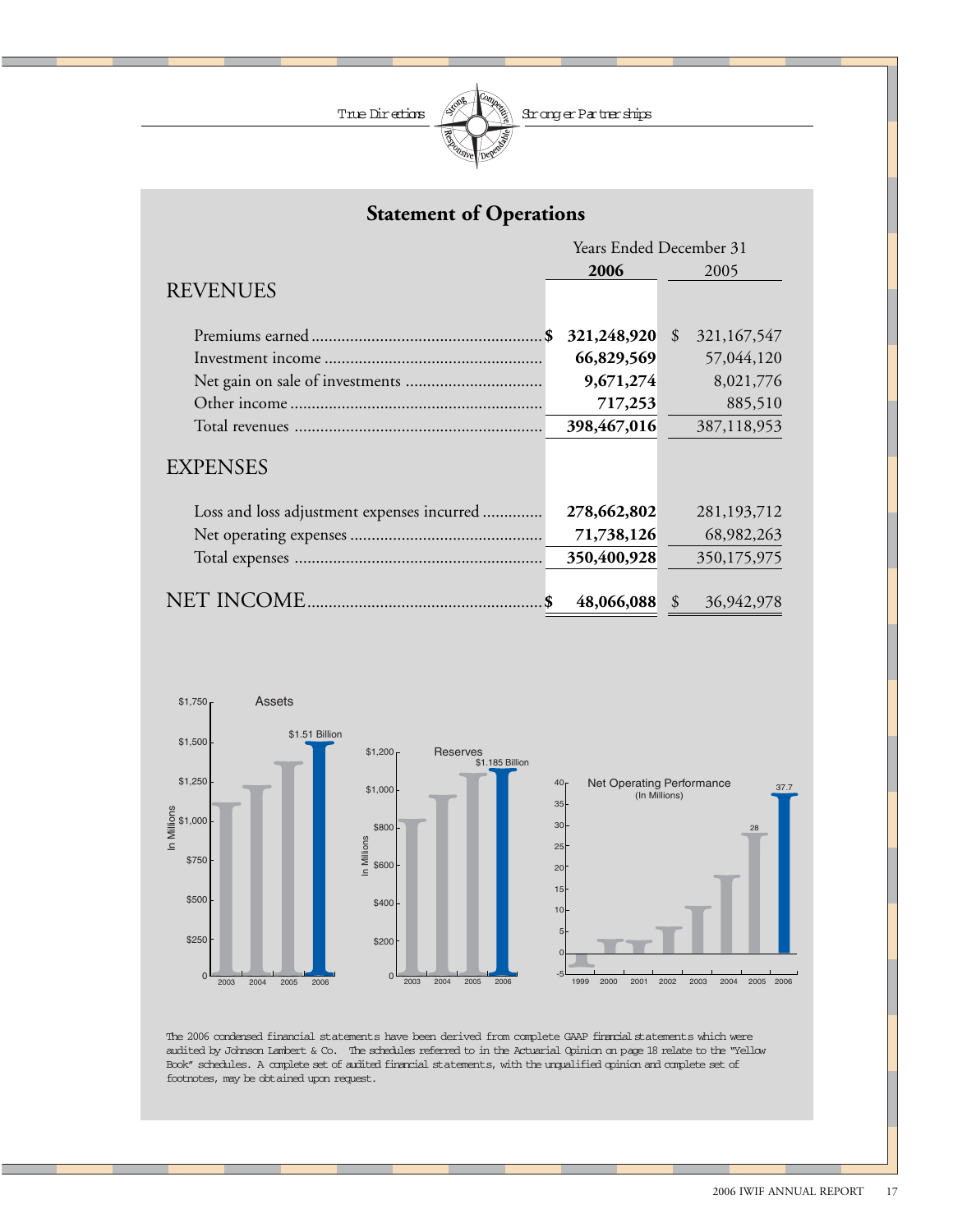True Directions — Stronger Partnerships

## Statement of Operations

| | Years Ended December 31 | |
|---|---|---|
| | **2006** | 2005 |
| **REVENUES** | | |
| Premiums earned | **$ 321,248,920** | $ 321,167,547 |
| Investment income | **66,829,569** | 57,044,120 |
| Net gain on sale of investments | **9,671,274** | 8,021,776 |
| Other income | **717,253** | 885,510 |
| Total revenues | **398,467,016** | 387,118,953 |
| **EXPENSES** | | |
| Loss and loss adjustment expenses incurred | **278,662,802** | 281,193,712 |
| Net operating expenses | **71,738,126** | 68,982,263 |
| Total expenses | **350,400,928** | 350,175,975 |
| **NET INCOME** | **$ 48,066,088** | $ 36,942,978 |

Assets — $1.51 Billion (2006)

Reserves — $1.185 Billion (2006)

Net Operating Performance (In Millions) — 28 (2005), 37.7 (2006)

The 2006 condensed financial statements have been derived from complete GAAP financial statements which were audited by Johnson Lambert & Co. The schedules referred to in the Actuarial Opinion on page 18 relate to the "Yellow Book" schedules. A complete set of audited financial statements, with the unqualified opinion and complete set of footnotes, may be obtained upon request.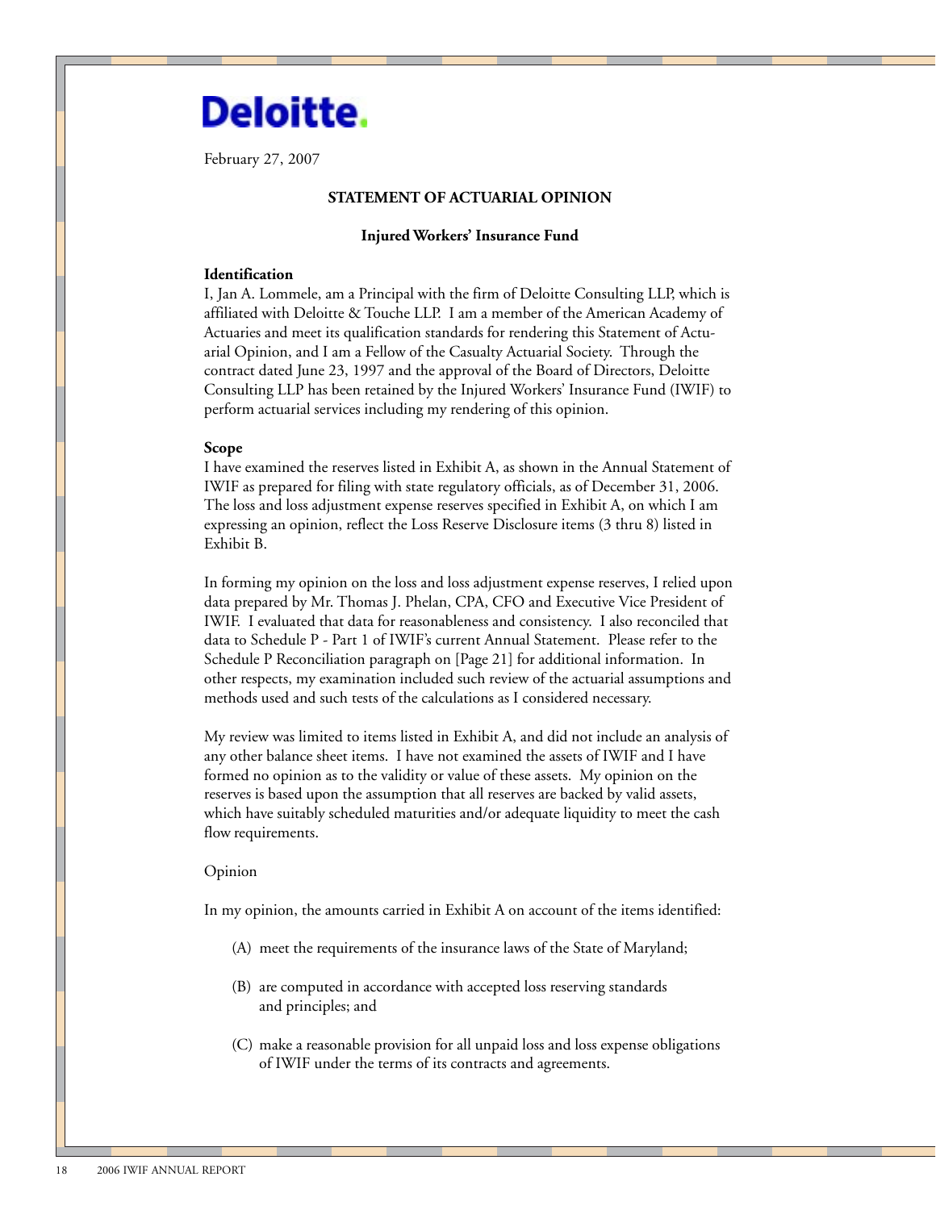Deloitte.

February 27, 2007

### STATEMENT OF ACTUARIAL OPINION

**Injured Workers' Insurance Fund**

**Identification**

I, Jan A. Lommele, am a Principal with the firm of Deloitte Consulting LLP, which is affiliated with Deloitte & Touche LLP. I am a member of the American Academy of Actuaries and meet its qualification standards for rendering this Statement of Actuarial Opinion, and I am a Fellow of the Casualty Actuarial Society. Through the contract dated June 23, 1997 and the approval of the Board of Directors, Deloitte Consulting LLP has been retained by the Injured Workers' Insurance Fund (IWIF) to perform actuarial services including my rendering of this opinion.

**Scope**

I have examined the reserves listed in Exhibit A, as shown in the Annual Statement of IWIF as prepared for filing with state regulatory officials, as of December 31, 2006. The loss and loss adjustment expense reserves specified in Exhibit A, on which I am expressing an opinion, reflect the Loss Reserve Disclosure items (3 thru 8) listed in Exhibit B.

In forming my opinion on the loss and loss adjustment expense reserves, I relied upon data prepared by Mr. Thomas J. Phelan, CPA, CFO and Executive Vice President of IWIF. I evaluated that data for reasonableness and consistency. I also reconciled that data to Schedule P - Part 1 of IWIF's current Annual Statement. Please refer to the Schedule P Reconciliation paragraph on [Page 21] for additional information. In other respects, my examination included such review of the actuarial assumptions and methods used and such tests of the calculations as I considered necessary.

My review was limited to items listed in Exhibit A, and did not include an analysis of any other balance sheet items. I have not examined the assets of IWIF and I have formed no opinion as to the validity or value of these assets. My opinion on the reserves is based upon the assumption that all reserves are backed by valid assets, which have suitably scheduled maturities and/or adequate liquidity to meet the cash flow requirements.

Opinion

In my opinion, the amounts carried in Exhibit A on account of the items identified:

(A) meet the requirements of the insurance laws of the State of Maryland;

(B) are computed in accordance with accepted loss reserving standards and principles; and

(C) make a reasonable provision for all unpaid loss and loss expense obligations of IWIF under the terms of its contracts and agreements.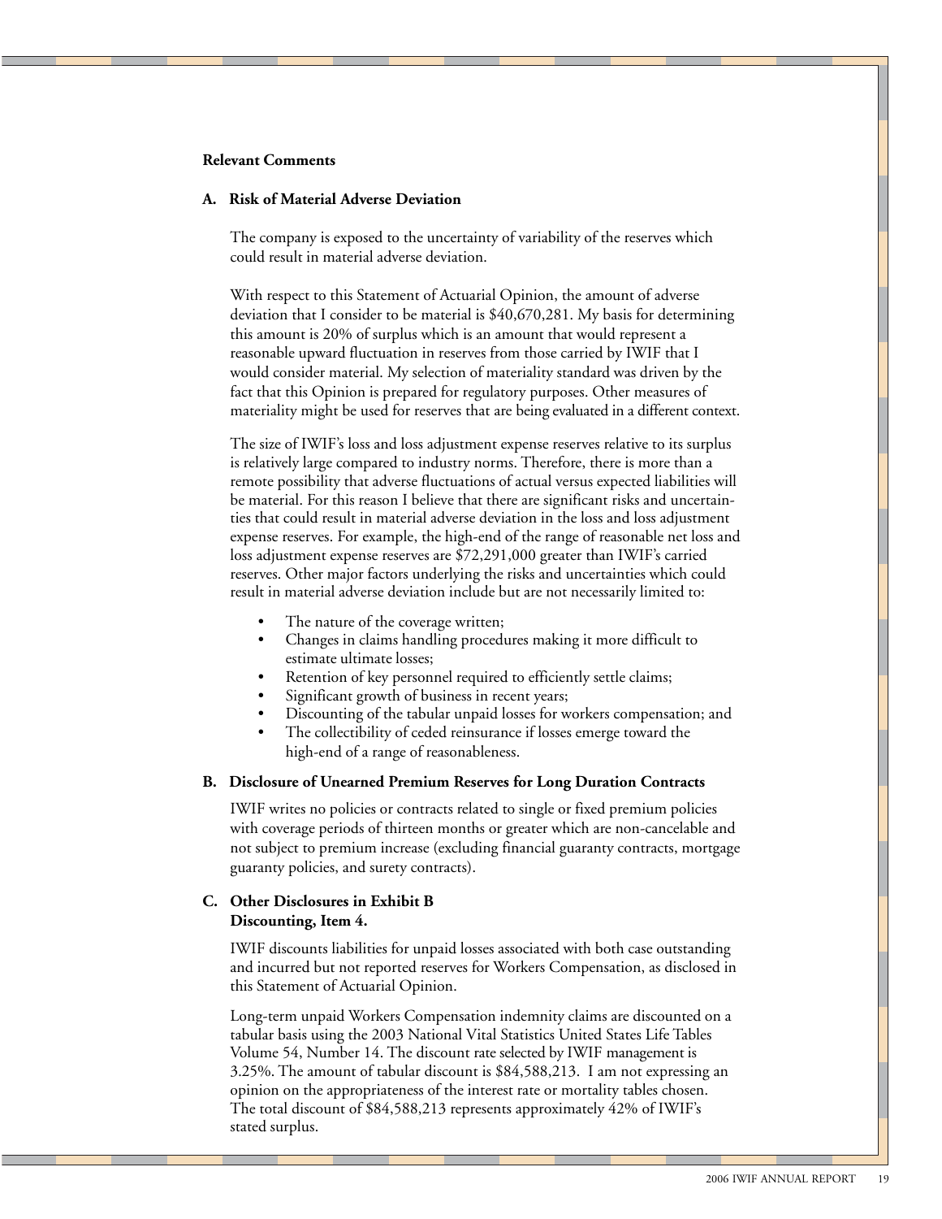**Relevant Comments**

**A. Risk of Material Adverse Deviation**

The company is exposed to the uncertainty of variability of the reserves which could result in material adverse deviation.

With respect to this Statement of Actuarial Opinion, the amount of adverse deviation that I consider to be material is $40,670,281. My basis for determining this amount is 20% of surplus which is an amount that would represent a reasonable upward fluctuation in reserves from those carried by IWIF that I would consider material. My selection of materiality standard was driven by the fact that this Opinion is prepared for regulatory purposes. Other measures of materiality might be used for reserves that are being evaluated in a different context.

The size of IWIF's loss and loss adjustment expense reserves relative to its surplus is relatively large compared to industry norms. Therefore, there is more than a remote possibility that adverse fluctuations of actual versus expected liabilities will be material. For this reason I believe that there are significant risks and uncertainties that could result in material adverse deviation in the loss and loss adjustment expense reserves. For example, the high-end of the range of reasonable net loss and loss adjustment expense reserves are $72,291,000 greater than IWIF's carried reserves. Other major factors underlying the risks and uncertainties which could result in material adverse deviation include but are not necessarily limited to:

- The nature of the coverage written;
- Changes in claims handling procedures making it more difficult to estimate ultimate losses;
- Retention of key personnel required to efficiently settle claims;
- Significant growth of business in recent years;
- Discounting of the tabular unpaid losses for workers compensation; and
- The collectibility of ceded reinsurance if losses emerge toward the high-end of a range of reasonableness.

**B. Disclosure of Unearned Premium Reserves for Long Duration Contracts**

IWIF writes no policies or contracts related to single or fixed premium policies with coverage periods of thirteen months or greater which are non-cancelable and not subject to premium increase (excluding financial guaranty contracts, mortgage guaranty policies, and surety contracts).

**C. Other Disclosures in Exhibit B**
**Discounting, Item 4.**

IWIF discounts liabilities for unpaid losses associated with both case outstanding and incurred but not reported reserves for Workers Compensation, as disclosed in this Statement of Actuarial Opinion.

Long-term unpaid Workers Compensation indemnity claims are discounted on a tabular basis using the 2003 National Vital Statistics United States Life Tables Volume 54, Number 14. The discount rate selected by IWIF management is 3.25%. The amount of tabular discount is $84,588,213. I am not expressing an opinion on the appropriateness of the interest rate or mortality tables chosen. The total discount of $84,588,213 represents approximately 42% of IWIF's stated surplus.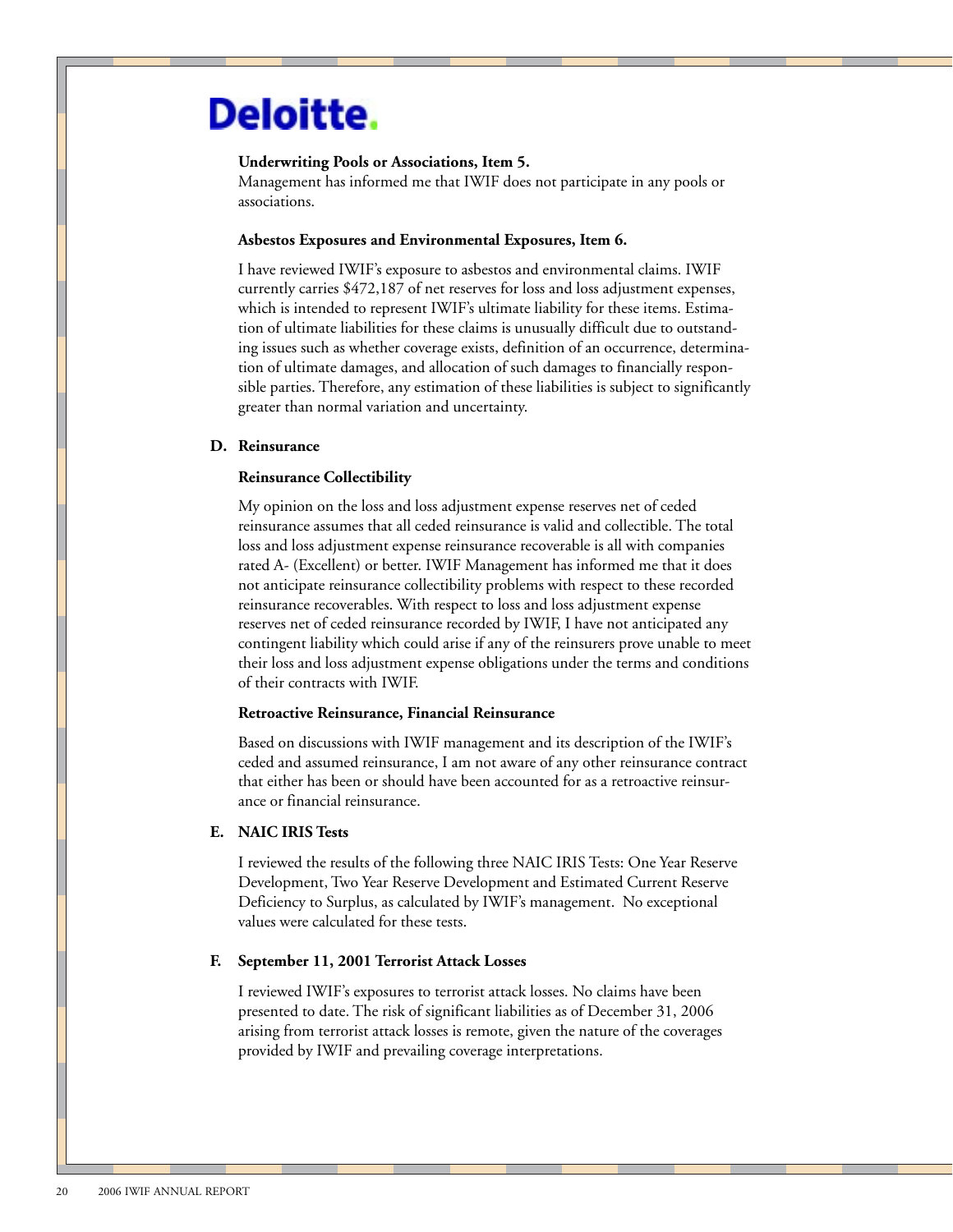Deloitte.

**Underwriting Pools or Associations, Item 5.**

Management has informed me that IWIF does not participate in any pools or associations.

**Asbestos Exposures and Environmental Exposures, Item 6.**

I have reviewed IWIF's exposure to asbestos and environmental claims. IWIF currently carries $472,187 of net reserves for loss and loss adjustment expenses, which is intended to represent IWIF's ultimate liability for these items. Estimation of ultimate liabilities for these claims is unusually difficult due to outstanding issues such as whether coverage exists, definition of an occurrence, determination of ultimate damages, and allocation of such damages to financially responsible parties. Therefore, any estimation of these liabilities is subject to significantly greater than normal variation and uncertainty.

**D. Reinsurance**

**Reinsurance Collectibility**

My opinion on the loss and loss adjustment expense reserves net of ceded reinsurance assumes that all ceded reinsurance is valid and collectible. The total loss and loss adjustment expense reinsurance recoverable is all with companies rated A- (Excellent) or better. IWIF Management has informed me that it does not anticipate reinsurance collectibility problems with respect to these recorded reinsurance recoverables. With respect to loss and loss adjustment expense reserves net of ceded reinsurance recorded by IWIF, I have not anticipated any contingent liability which could arise if any of the reinsurers prove unable to meet their loss and loss adjustment expense obligations under the terms and conditions of their contracts with IWIF.

**Retroactive Reinsurance, Financial Reinsurance**

Based on discussions with IWIF management and its description of the IWIF's ceded and assumed reinsurance, I am not aware of any other reinsurance contract that either has been or should have been accounted for as a retroactive reinsurance or financial reinsurance.

**E. NAIC IRIS Tests**

I reviewed the results of the following three NAIC IRIS Tests: One Year Reserve Development, Two Year Reserve Development and Estimated Current Reserve Deficiency to Surplus, as calculated by IWIF's management. No exceptional values were calculated for these tests.

**F. September 11, 2001 Terrorist Attack Losses**

I reviewed IWIF's exposures to terrorist attack losses. No claims have been presented to date. The risk of significant liabilities as of December 31, 2006 arising from terrorist attack losses is remote, given the nature of the coverages provided by IWIF and prevailing coverage interpretations.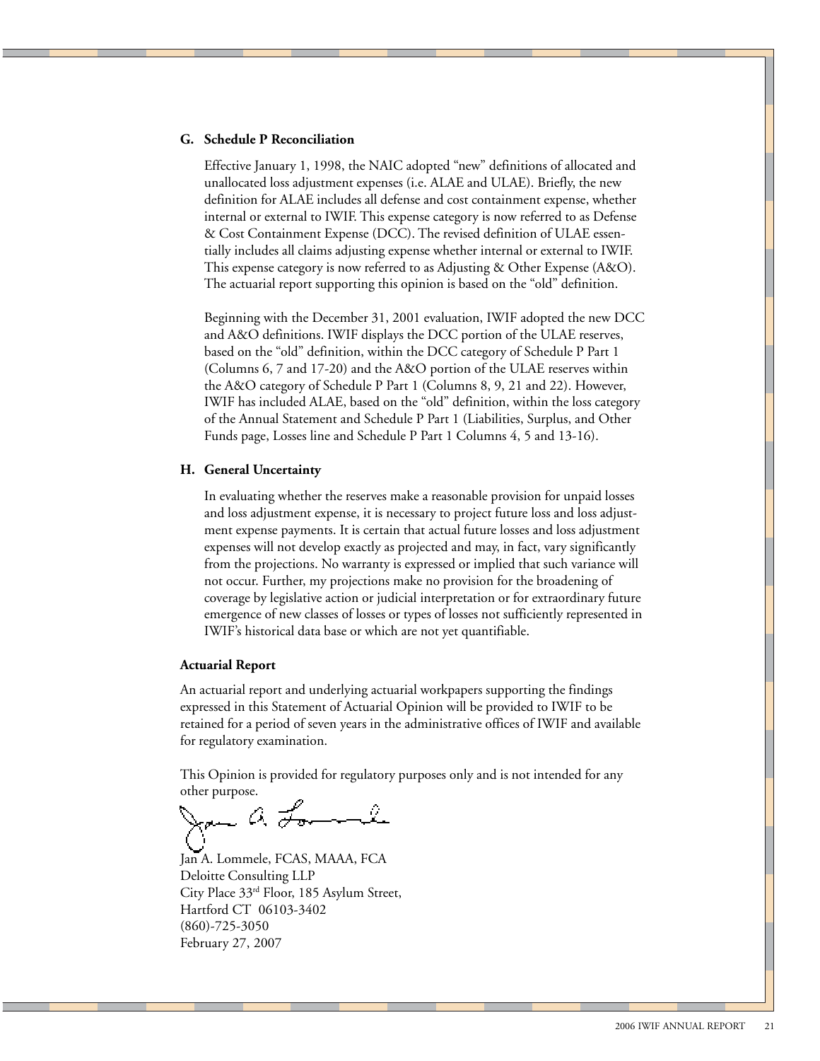### G. Schedule P Reconciliation

Effective January 1, 1998, the NAIC adopted "new" definitions of allocated and unallocated loss adjustment expenses (i.e. ALAE and ULAE). Briefly, the new definition for ALAE includes all defense and cost containment expense, whether internal or external to IWIF. This expense category is now referred to as Defense & Cost Containment Expense (DCC). The revised definition of ULAE essentially includes all claims adjusting expense whether internal or external to IWIF. This expense category is now referred to as Adjusting & Other Expense (A&O). The actuarial report supporting this opinion is based on the "old" definition.

Beginning with the December 31, 2001 evaluation, IWIF adopted the new DCC and A&O definitions. IWIF displays the DCC portion of the ULAE reserves, based on the "old" definition, within the DCC category of Schedule P Part 1 (Columns 6, 7 and 17-20) and the A&O portion of the ULAE reserves within the A&O category of Schedule P Part 1 (Columns 8, 9, 21 and 22). However, IWIF has included ALAE, based on the "old" definition, within the loss category of the Annual Statement and Schedule P Part 1 (Liabilities, Surplus, and Other Funds page, Losses line and Schedule P Part 1 Columns 4, 5 and 13-16).

### H. General Uncertainty

In evaluating whether the reserves make a reasonable provision for unpaid losses and loss adjustment expense, it is necessary to project future loss and loss adjustment expense payments. It is certain that actual future losses and loss adjustment expenses will not develop exactly as projected and may, in fact, vary significantly from the projections. No warranty is expressed or implied that such variance will not occur. Further, my projections make no provision for the broadening of coverage by legislative action or judicial interpretation or for extraordinary future emergence of new classes of losses or types of losses not sufficiently represented in IWIF's historical data base or which are not yet quantifiable.

### Actuarial Report

An actuarial report and underlying actuarial workpapers supporting the findings expressed in this Statement of Actuarial Opinion will be provided to IWIF to be retained for a period of seven years in the administrative offices of IWIF and available for regulatory examination.

This Opinion is provided for regulatory purposes only and is not intended for any other purpose.

Jan A. Lommele, FCAS, MAAA, FCA
Deloitte Consulting LLP
City Place 33rd Floor, 185 Asylum Street,
Hartford CT 06103-3402
(860)-725-3050
February 27, 2007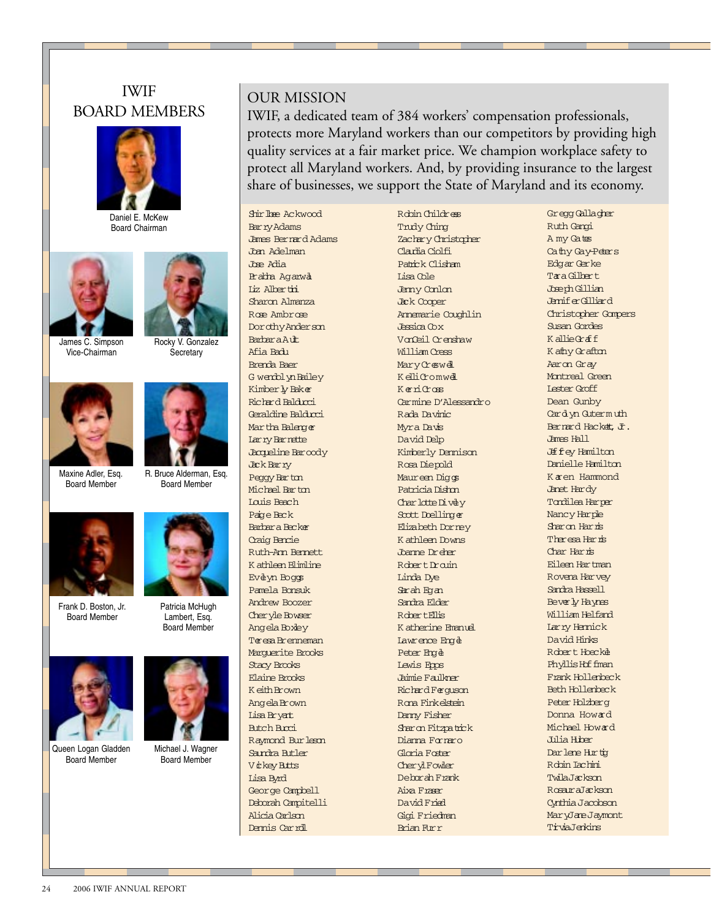## IWIF BOARD MEMBERS

Daniel E. McKew
Board Chairman

James C. Simpson
Vice-Chairman

Rocky V. Gonzalez
Secretary

Maxine Adler, Esq.
Board Member

R. Bruce Alderman, Esq.
Board Member

Frank D. Boston, Jr.
Board Member

Patricia McHugh Lambert, Esq.
Board Member

Queen Logan Gladden
Board Member

Michael J. Wagner
Board Member

## OUR MISSION

IWIF, a dedicated team of 384 workers' compensation professionals, protects more Maryland workers than our competitors by providing high quality services at a fair market price. We champion workplace safety to protect all Maryland workers. And, by providing insurance to the largest share of businesses, we support the State of Maryland and its economy.

Shirlee Ackwood
Barry Adams
James Bernard Adams
Joan Adelman
Jose Adia
Prabha Agarwal
Liz Albertini
Sharon Almanza
Rose Ambrose
Dorothy Anderson
Barbara Ault
Afia Badu
Brenda Baer
Gwendolyn Bailey
Kimberly Baker
Richard Balducci
Geraldine Balducci
Martha Balenger
Larry Barnette
Jacqueline Baroody
Jack Barry
Peggy Barton
Michael Barton
Louis Beach
Paige Beck
Barbara Becker
Craig Bencie
Ruth-Ann Bennett
Kathleen Blimline
Evelyn Boggs
Pamela Bonsuk
Andrew Boozer
Cheryle Bowser
Angela Boxley
Teresa Brenneman
Marguerite Brooks
Stacy Brooks
Elaine Brooks
Keith Brown
Angela Brown
Lisa Bryant
Butch Bucci
Raymond Burleson
Saundra Butler
Vickey Butts
Lisa Byrd
George Campbell
Deborah Campitelli
Alicia Carlson
Dennis Carroll
Robin Childress
Trudy Ching
Zachary Christopher
Claudia Ciolfi
Patrick Clisham
Lisa Cole
Jenny Conlon
Jack Cooper
Annemarie Coughlin
Jessica Cox
VonCeil Crenshaw
William Cress
Mary Creswell
Kelli Cromwell
Kerri Cross
Carmine D'Alessandro
Rada Davinic
Myra Davis
David Delp
Kimberly Dennison
Rosa Diepold
Maureen Diggs
Patricia Dishon
Charlotte Diveley
Scott Doellinger
Elizabeth Dorrey
Kathleen Downs
Joanne Dreher
Robert Drouin
Linda Dye
Sarah Egan
Sandra Elder
Robert Ellis
Katherine Emanuel
Lawrence Engle
Peter Engle
Lewis Epps
Jaimie Faulkner
Richard Ferguson
Rona Finkelstein
Danny Fisher
Sharon Fitzpatrick
Dianna Fornaro
Gloria Foster
Cheryl Fowler
Deborah Frank
Aixa Fraser
David Fried
Gigi Friedman
Brian Furr
Gregg Gallagher
Ruth Gangi
Amy Gates
Cathy Gay-Peters
Edgar Gerke
Tara Gilbert
Joseph Gillian
Jennifer Gilliard
Christopher Gompers
Susan Gordes
Kallie Graff
Kathy Grafton
Aaron Gray
Montreal Green
Lester Groff
Dean Gunby
Carolyn Gutermuth
Bernard Hackett, Jr.
James Hall
Jeffrey Hamilton
Danielle Hamilton
Karen Hammond
Janet Hardy
Tondilea Harper
Nancy Harple
Sharon Harris
Theresa Harris
Char Harris
Eileen Hartman
Rovena Harvey
Sandra Hassell
Beverly Haynes
William Helfand
Larry Hennick
David Hinks
Robert Hoeckel
Phyllis Hoffman
Frank Hollenbeck
Beth Hollenbeck
Peter Holzberg
Donna Howard
Michael Howard
Julia Huber
Darlene Hurtig
Robin Iachini
Twila Jackson
Rosaura Jackson
Cynthia Jacobson
MaryJane Jaymont
Trivia Jenkins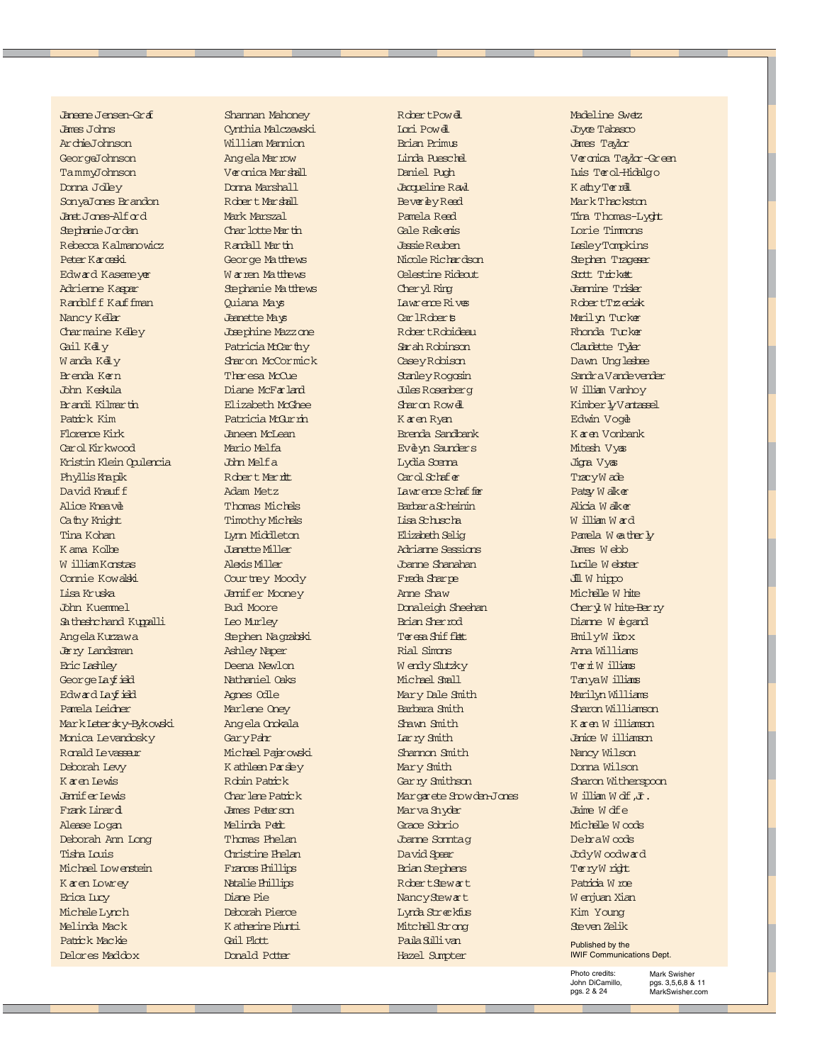Janeene Jensen-Graf
James Johns
Archie Johnson
George Johnson
Tammy Johnson
Donna Jolley
Sonya Jones Brandon
Janet Jones-Alford
Stephanie Jordan
Rebecca Kalmanowicz
Peter Karceski
Edward Kasemeyer
Adrienne Kaspar
Randolff Kauffman
Nancy Kellar
Charmaine Kelley
Gail Kelly
Wanda Kelly
Brenda Kern
John Keskula
Brandi Kilmartin
Patrick Kim
Florence Kirk
Carol Kirkwood
Kristin Klein Opulencia
Phyllis Knapik
David Knauff
Alice Kneavel
Cathy Knight
Tina Kohan
Kama Kolbe
William Konstas
Connie Kowalski
Lisa Kruska
John Kuemmel
Satheshchand Kuppalli
Angela Kurzawa
Jerry Landsman
Eric Lashley
George Layfield
Edward Layfield
Pamela Leicher
Mark Letersky-Bykowski
Monica Levandosky
Ronald Levasseur
Deborah Levy
Karen Lewis
Jennifer Lewis
Frank Linardi
Alease Logan
Deborah Ann Long
Tisha Louis
Michael Lowenstein
Karen Lowrey
Erica Lucy
Michele Lynch
Melinda Mack
Patrick Mackie
Delores Maddox

Shannan Mahoney
Cynthia Malczewski
William Mannion
Angela Marrow
Veronica Marshall
Donna Marshall
Robert Marshall
Mark Marszal
Charlotte Martin
Randall Martin
George Matthews
Warren Matthews
Stephanie Matthews
Quiana Mays
Jeanette Mays
Josephine Mazzone
Patricia McCarthy
Sharon McCormick
Theresa McCue
Diane McFarland
Elizabeth McGhee
Patricia McGurrin
Janeen McLean
Mario Melfa
John Melfa
Robert Merritt
Adam Metz
Thomas Michels
Timothy Michels
Lynn Middleton
Juanette Miller
Alexis Miller
Courtney Moody
Jennifer Mooney
Bud Moore
Leo Murley
Stephen Nagrabski
Ashley Naper
Deena Newlon
Nathaniel Oaks
Agnes Odle
Marlene Oney
Angela Onokala
Gary Pahr
Michael Pajarowski
Kathleen Parsley
Robin Patrick
Charlene Patrick
James Peterson
Melinda Petit
Thomas Phelan
Christine Phelan
Frances Phillips
Natalie Phillips
Diane Pie
Deborah Pierce
Katherine Piunti
Gail Plott
Donald Potter

Robert Powell
Lori Powell
Brian Primus
Linda Pueschel
Daniel Pugh
Jacqueline Rawl
Beverley Reed
Pamela Reed
Gale Reikenis
Jessie Reuben
Nicole Richardson
Celestine Rideout
Cheryl Ring
Lawrence Rives
Carl Roberts
Robert Robideau
Sarah Robinson
Casey Robison
Stanley Rogosin
Jules Rosenberg
Sharon Rowell
Karen Ryan
Brenda Sandbank
Evelyn Saunders
Lydia Scenna
Carol Schafer
Lawrence Schaffer
Barbara Scheinin
Lisa Schuscha
Elizabeth Selig
Adrianne Sessions
Joanne Shanahan
Freda Sharpe
Anne Shaw
Donaleigh Sheehan
Brian Sherrod
Teresa Shifflett
Rial Simons
Wendy Slutzky
Michael Small
Mary Dale Smith
Barbara Smith
Shawn Smith
Larry Smith
Shannon Smith
Mary Smith
Garry Smithson
Margarete Snowden-Jones
Marva Snyder
Grace Sobrio
Joanne Sonntag
David Spear
Brian Stephens
Robert Stewart
Nancy Stewart
Lynda Streckfus
Mitchell Strong
Paula Sullivan
Hazel Sumpter

Madeline Swetz
Joyce Tabasco
James Taylor
Veronica Taylor-Green
Luis Terol-Hidalgo
Kathy Terrell
Mark Thackston
Tina Thomas-Lyght
Lorie Timmons
Lesley Tompkins
Stephen Trageser
Scott Trickett
Jeannine Trisler
Robert Trzeciak
Marilyn Tucker
Rhonda Tucker
Claudette Tyler
Dawn Unglesbee
Sandra Vandevender
William Vanhoy
Kimberly Vantassel
Edwin Vogel
Karen Vonbank
Mitesh Vyas
Jigna Vyas
Tracy Wade
Patsy Walker
Alicia Walker
William Ward
Pamela Weatherly
James Webb
Lucile Webster
Jill Whippo
Michelle White
Cheryl White-Berry
Dianne Wiegand
Emily Wilcox
Anna Williams
Teri Williams
Tanya Williams
Marilyn Williams
Sharon Williamson
Karen Williamson
Janice Williamson
Nancy Wilson
Donna Wilson
Sharon Witherspoon
William Wolf, Jr.
Jaime Wolfe
Michelle Woods
Debra Woods
Jody Woodward
Terry Wright
Patricia Wroe
Wenjuan Xian
Kim Young
Steven Zelik

Published by the
IWIF Communications Dept.

Photo credits:
John DiCamillo,
pgs. 2 & 24

Mark Swisher
pgs. 3,5,6,8 & 11
MarkSwisher.com